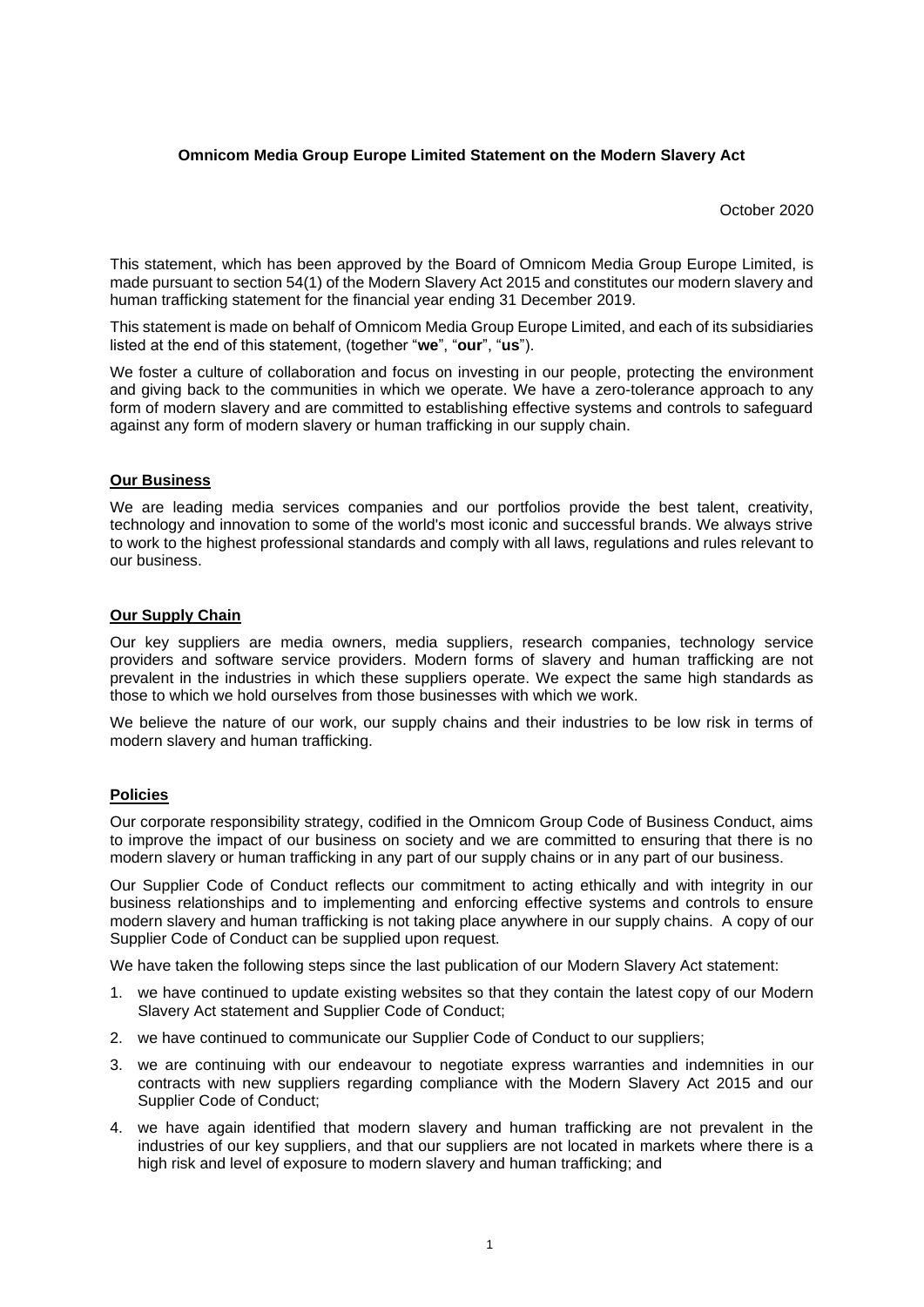**Omnicom Media Group Europe Limited Statement on the Modern Slavery Act**

October 2020

This statement, which has been approved by the Board of Omnicom Media Group Europe Limited, is made pursuant to section 54(1) of the Modern Slavery Act 2015 and constitutes our modern slavery and human trafficking statement for the financial year ending 31 December 2019.

This statement is made on behalf of Omnicom Media Group Europe Limited, and each of its subsidiaries listed at the end of this statement, (together "**we**", "**our**", "**us**").

We foster a culture of collaboration and focus on investing in our people, protecting the environment and giving back to the communities in which we operate. We have a zero-tolerance approach to any form of modern slavery and are committed to establishing effective systems and controls to safeguard against any form of modern slavery or human trafficking in our supply chain.

## Our Business

We are leading media services companies and our portfolios provide the best talent, creativity, technology and innovation to some of the world's most iconic and successful brands. We always strive to work to the highest professional standards and comply with all laws, regulations and rules relevant to our business.

## Our Supply Chain

Our key suppliers are media owners, media suppliers, research companies, technology service providers and software service providers. Modern forms of slavery and human trafficking are not prevalent in the industries in which these suppliers operate. We expect the same high standards as those to which we hold ourselves from those businesses with which we work.

We believe the nature of our work, our supply chains and their industries to be low risk in terms of modern slavery and human trafficking.

## Policies

Our corporate responsibility strategy, codified in the Omnicom Group Code of Business Conduct, aims to improve the impact of our business on society and we are committed to ensuring that there is no modern slavery or human trafficking in any part of our supply chains or in any part of our business.

Our Supplier Code of Conduct reflects our commitment to acting ethically and with integrity in our business relationships and to implementing and enforcing effective systems and controls to ensure modern slavery and human trafficking is not taking place anywhere in our supply chains. A copy of our Supplier Code of Conduct can be supplied upon request.

We have taken the following steps since the last publication of our Modern Slavery Act statement:

1. we have continued to update existing websites so that they contain the latest copy of our Modern Slavery Act statement and Supplier Code of Conduct;
2. we have continued to communicate our Supplier Code of Conduct to our suppliers;
3. we are continuing with our endeavour to negotiate express warranties and indemnities in our contracts with new suppliers regarding compliance with the Modern Slavery Act 2015 and our Supplier Code of Conduct;
4. we have again identified that modern slavery and human trafficking are not prevalent in the industries of our key suppliers, and that our suppliers are not located in markets where there is a high risk and level of exposure to modern slavery and human trafficking; and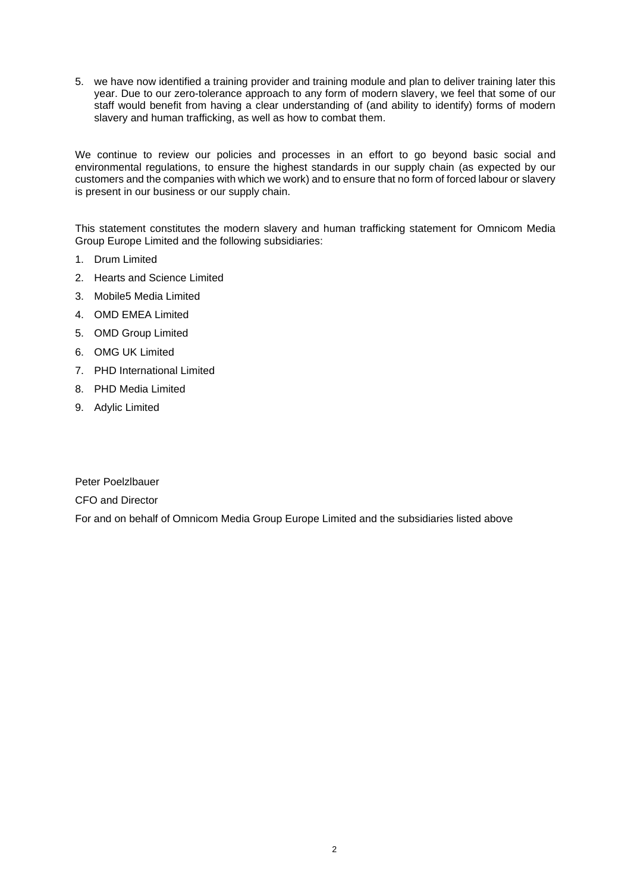5. we have now identified a training provider and training module and plan to deliver training later this year. Due to our zero-tolerance approach to any form of modern slavery, we feel that some of our staff would benefit from having a clear understanding of (and ability to identify) forms of modern slavery and human trafficking, as well as how to combat them.

We continue to review our policies and processes in an effort to go beyond basic social and environmental regulations, to ensure the highest standards in our supply chain (as expected by our customers and the companies with which we work) and to ensure that no form of forced labour or slavery is present in our business or our supply chain.

This statement constitutes the modern slavery and human trafficking statement for Omnicom Media Group Europe Limited and the following subsidiaries:

1. Drum Limited
2. Hearts and Science Limited
3. Mobile5 Media Limited
4. OMD EMEA Limited
5. OMD Group Limited
6. OMG UK Limited
7. PHD International Limited
8. PHD Media Limited
9. Adylic Limited

Peter Poelzlbauer

CFO and Director

For and on behalf of Omnicom Media Group Europe Limited and the subsidiaries listed above